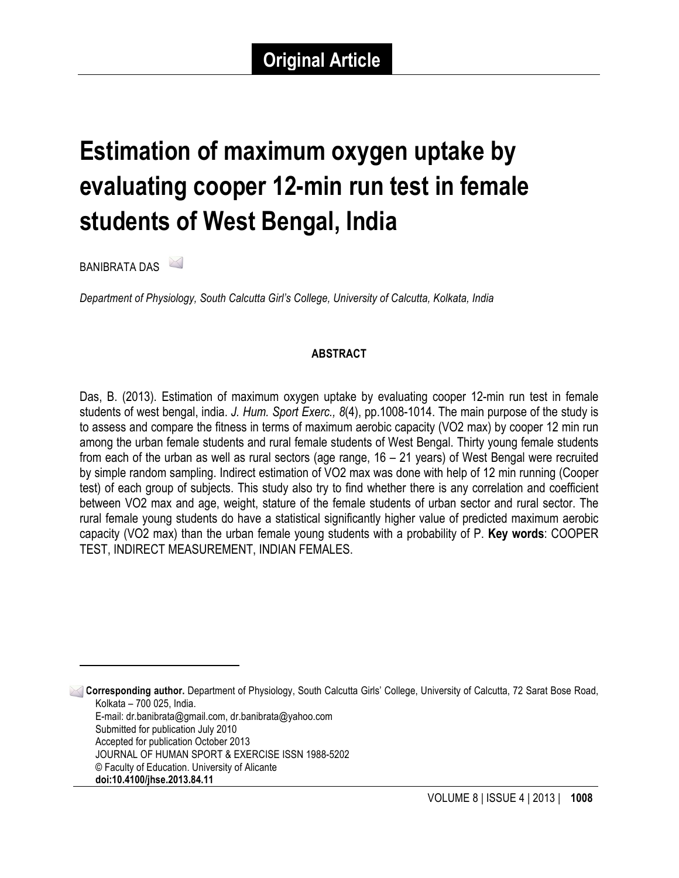**Original Article**

# Estimation of maximum oxygen uptake by evaluating cooper 12-min run test in female students of West Bengal, India

BANIBRATA DAS

*Department of Physiology, South Calcutta Girl's College, University of Calcutta, Kolkata, India*

**ABSTRACT**

Das, B. (2013). Estimation of maximum oxygen uptake by evaluating cooper 12-min run test in female students of west bengal, india. *J. Hum. Sport Exerc., 8*(4), pp.1008-1014. The main purpose of the study is to assess and compare the fitness in terms of maximum aerobic capacity (VO2 max) by cooper 12 min run among the urban female students and rural female students of West Bengal. Thirty young female students from each of the urban as well as rural sectors (age range, 16 – 21 years) of West Bengal were recruited by simple random sampling. Indirect estimation of VO2 max was done with help of 12 min running (Cooper test) of each group of subjects. This study also try to find whether there is any correlation and coefficient between VO2 max and age, weight, stature of the female students of urban sector and rural sector. The rural female young students do have a statistical significantly higher value of predicted maximum aerobic capacity (VO2 max) than the urban female young students with a probability of P. **Key words**: COOPER TEST, INDIRECT MEASUREMENT, INDIAN FEMALES.

---

**Corresponding author.** Department of Physiology, South Calcutta Girls' College, University of Calcutta, 72 Sarat Bose Road, Kolkata – 700 025, India.
E-mail: dr.banibrata@gmail.com, dr.banibrata@yahoo.com
Submitted for publication July 2010
Accepted for publication October 2013
JOURNAL OF HUMAN SPORT & EXERCISE ISSN 1988-5202
© Faculty of Education. University of Alicante
**doi:10.4100/jhse.2013.84.11**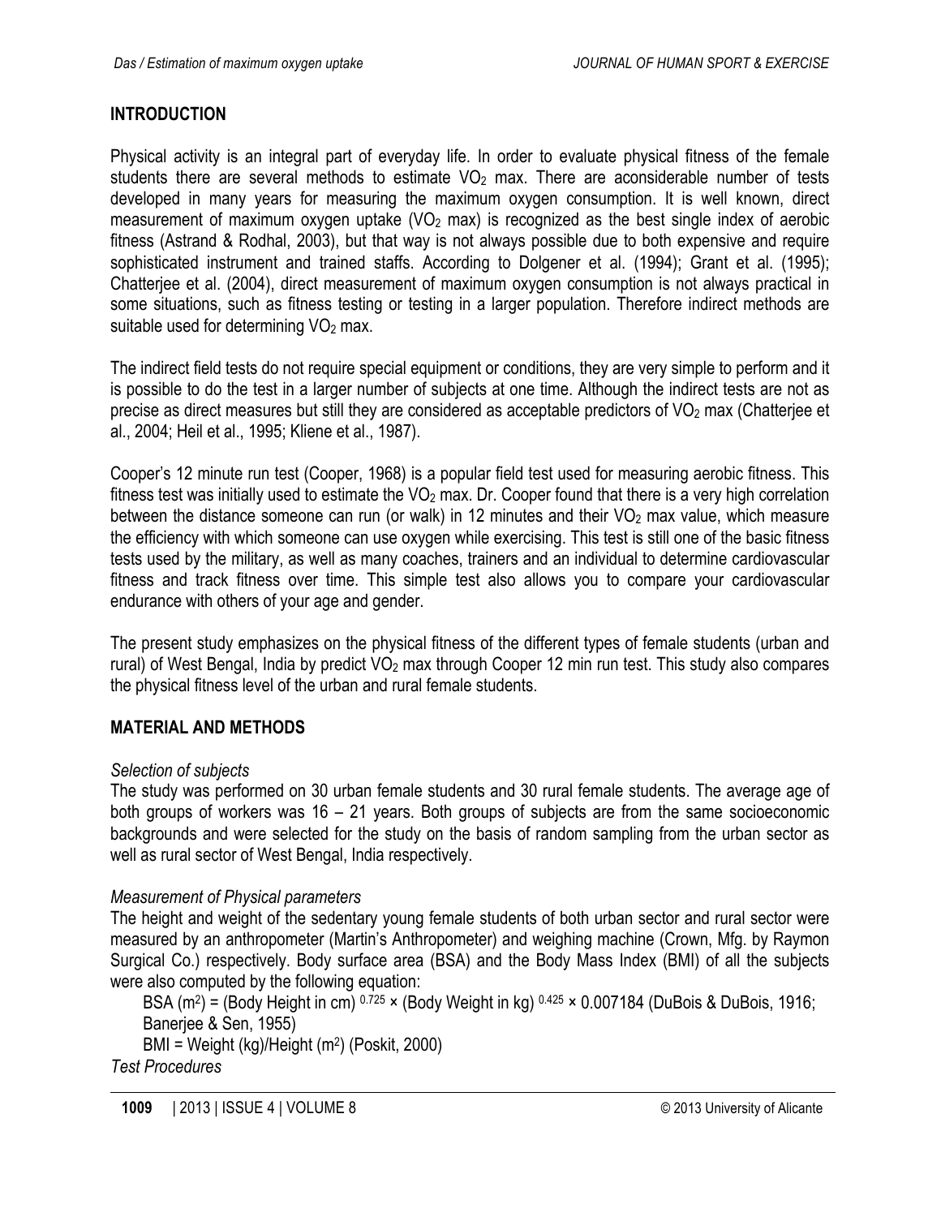## INTRODUCTION

Physical activity is an integral part of everyday life. In order to evaluate physical fitness of the female students there are several methods to estimate $VO_2$ max. There are aconsiderable number of tests developed in many years for measuring the maximum oxygen consumption. It is well known, direct measurement of maximum oxygen uptake ($VO_2$ max) is recognized as the best single index of aerobic fitness (Astrand & Rodhal, 2003), but that way is not always possible due to both expensive and require sophisticated instrument and trained staffs. According to Dolgener et al. (1994); Grant et al. (1995); Chatterjee et al. (2004), direct measurement of maximum oxygen consumption is not always practical in some situations, such as fitness testing or testing in a larger population. Therefore indirect methods are suitable used for determining $VO_2$ max.

The indirect field tests do not require special equipment or conditions, they are very simple to perform and it is possible to do the test in a larger number of subjects at one time. Although the indirect tests are not as precise as direct measures but still they are considered as acceptable predictors of $VO_2$ max (Chatterjee et al., 2004; Heil et al., 1995; Kliene et al., 1987).

Cooper's 12 minute run test (Cooper, 1968) is a popular field test used for measuring aerobic fitness. This fitness test was initially used to estimate the $VO_2$ max. Dr. Cooper found that there is a very high correlation between the distance someone can run (or walk) in 12 minutes and their $VO_2$ max value, which measure the efficiency with which someone can use oxygen while exercising. This test is still one of the basic fitness tests used by the military, as well as many coaches, trainers and an individual to determine cardiovascular fitness and track fitness over time. This simple test also allows you to compare your cardiovascular endurance with others of your age and gender.

The present study emphasizes on the physical fitness of the different types of female students (urban and rural) of West Bengal, India by predict $VO_2$ max through Cooper 12 min run test. This study also compares the physical fitness level of the urban and rural female students.

## MATERIAL AND METHODS

*Selection of subjects*

The study was performed on 30 urban female students and 30 rural female students. The average age of both groups of workers was 16 – 21 years. Both groups of subjects are from the same socioeconomic backgrounds and were selected for the study on the basis of random sampling from the urban sector as well as rural sector of West Bengal, India respectively.

*Measurement of Physical parameters*

The height and weight of the sedentary young female students of both urban sector and rural sector were measured by an anthropometer (Martin's Anthropometer) and weighing machine (Crown, Mfg. by Raymon Surgical Co.) respectively. Body surface area (BSA) and the Body Mass Index (BMI) of all the subjects were also computed by the following equation:

BSA ($m^2$) = (Body Height in cm)$^{0.725}$ × (Body Weight in kg)$^{0.425}$ × 0.007184 (DuBois & DuBois, 1916; Banerjee & Sen, 1955)

BMI = Weight (kg)/Height ($m^2$) (Poskit, 2000)

*Test Procedures*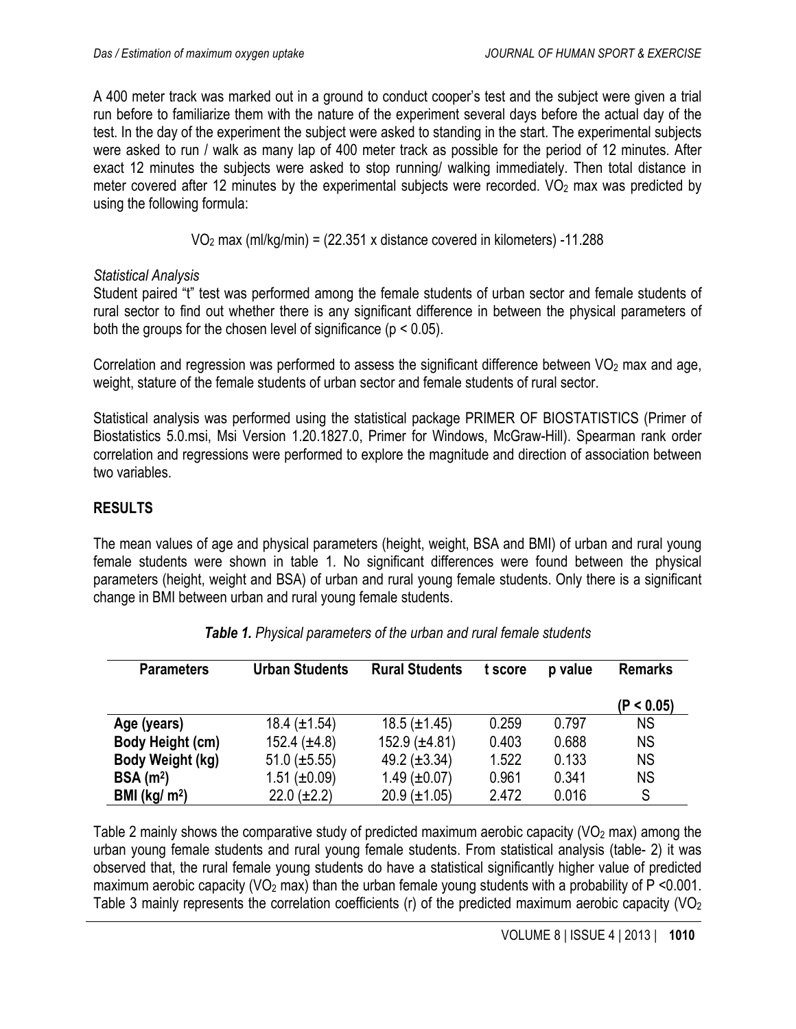A 400 meter track was marked out in a ground to conduct cooper's test and the subject were given a trial run before to familiarize them with the nature of the experiment several days before the actual day of the test. In the day of the experiment the subject were asked to standing in the start. The experimental subjects were asked to run / walk as many lap of 400 meter track as possible for the period of 12 minutes. After exact 12 minutes the subjects were asked to stop running/ walking immediately. Then total distance in meter covered after 12 minutes by the experimental subjects were recorded. $VO_2$ max was predicted by using the following formula:

$$VO_2 \text{ max (ml/kg/min)} = (22.351 \times \text{distance covered in kilometers}) - 11.288$$

*Statistical Analysis*

Student paired "t" test was performed among the female students of urban sector and female students of rural sector to find out whether there is any significant difference in between the physical parameters of both the groups for the chosen level of significance ($p < 0.05$).

Correlation and regression was performed to assess the significant difference between $VO_2$ max and age, weight, stature of the female students of urban sector and female students of rural sector.

Statistical analysis was performed using the statistical package PRIMER OF BIOSTATISTICS (Primer of Biostatistics 5.0.msi, Msi Version 1.20.1827.0, Primer for Windows, McGraw-Hill). Spearman rank order correlation and regressions were performed to explore the magnitude and direction of association between two variables.

## RESULTS

The mean values of age and physical parameters (height, weight, BSA and BMI) of urban and rural young female students were shown in table 1. No significant differences were found between the physical parameters (height, weight and BSA) of urban and rural young female students. Only there is a significant change in BMI between urban and rural young female students.

***Table 1.*** *Physical parameters of the urban and rural female students*

| Parameters | Urban Students | Rural Students | t score | p value | Remarks ($P < 0.05$) |
|---|---|---|---|---|---|
| **Age (years)** | 18.4 (±1.54) | 18.5 (±1.45) | 0.259 | 0.797 | NS |
| **Body Height (cm)** | 152.4 (±4.8) | 152.9 (±4.81) | 0.403 | 0.688 | NS |
| **Body Weight (kg)** | 51.0 (±5.55) | 49.2 (±3.34) | 1.522 | 0.133 | NS |
| **BSA ($m^2$)** | 1.51 (±0.09) | 1.49 (±0.07) | 0.961 | 0.341 | NS |
| **BMI (kg/ $m^2$)** | 22.0 (±2.2) | 20.9 (±1.05) | 2.472 | 0.016 | S |

Table 2 mainly shows the comparative study of predicted maximum aerobic capacity ($VO_2$ max) among the urban young female students and rural young female students. From statistical analysis (table- 2) it was observed that, the rural female young students do have a statistical significantly higher value of predicted maximum aerobic capacity ($VO_2$ max) than the urban female young students with a probability of $P < 0.001$. Table 3 mainly represents the correlation coefficients (r) of the predicted maximum aerobic capacity ($VO_2$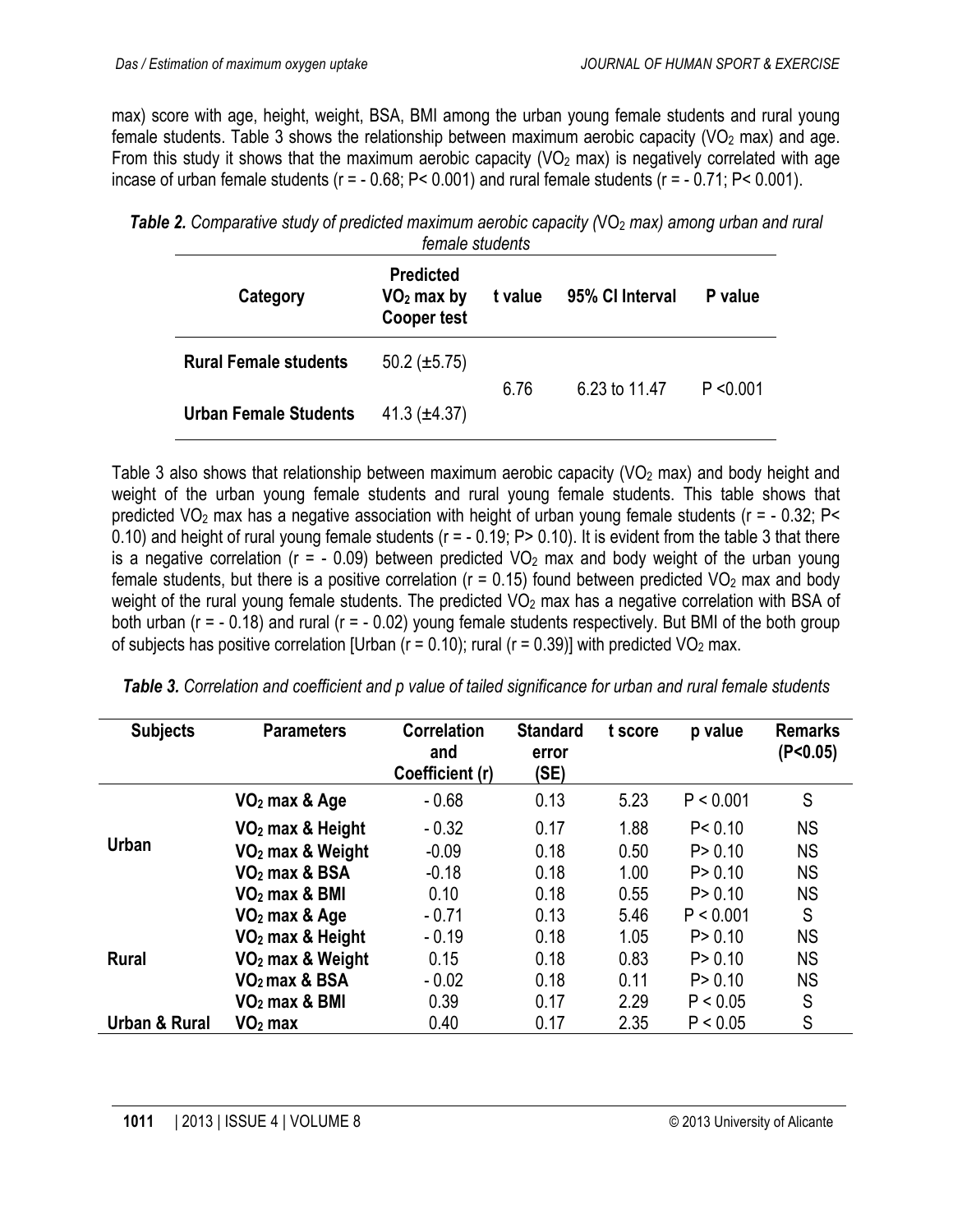max) score with age, height, weight, BSA, BMI among the urban young female students and rural young female students. Table 3 shows the relationship between maximum aerobic capacity ($VO_2$ max) and age. From this study it shows that the maximum aerobic capacity ($VO_2$ max) is negatively correlated with age incase of urban female students ($r = -0.68$; $P < 0.001$) and rural female students ($r = -0.71$; $P < 0.001$).

***Table 2.*** *Comparative study of predicted maximum aerobic capacity ($VO_2$ max) among urban and rural female students*

| Category | Predicted $VO_2$ max by Cooper test | t value | 95% CI Interval | P value |
|---|---|---|---|---|
| **Rural Female students** | 50.2 (±5.75) | 6.76 | 6.23 to 11.47 | P <0.001 |
| **Urban Female Students** | 41.3 (±4.37) | | | |

Table 3 also shows that relationship between maximum aerobic capacity ($VO_2$ max) and body height and weight of the urban young female students and rural young female students. This table shows that predicted $VO_2$ max has a negative association with height of urban young female students ($r = -0.32$; $P < 0.10$) and height of rural young female students ($r = -0.19$; $P > 0.10$). It is evident from the table 3 that there is a negative correlation ($r = -0.09$) between predicted $VO_2$ max and body weight of the urban young female students, but there is a positive correlation ($r = 0.15$) found between predicted $VO_2$ max and body weight of the rural young female students. The predicted $VO_2$ max has a negative correlation with BSA of both urban ($r = -0.18$) and rural ($r = -0.02$) young female students respectively. But BMI of the both group of subjects has positive correlation [Urban ($r = 0.10$); rural ($r = 0.39$)] with predicted $VO_2$ max.

***Table 3.*** *Correlation and coefficient and p value of tailed significance for urban and rural female students*

| Subjects | Parameters | Correlation and Coefficient (r) | Standard error (SE) | t score | p value | Remarks (P<0.05) |
|---|---|---|---|---|---|---|
| **Urban** | **$VO_2$ max & Age** | - 0.68 | 0.13 | 5.23 | P < 0.001 | S |
| | **$VO_2$ max & Height** | - 0.32 | 0.17 | 1.88 | P< 0.10 | NS |
| | **$VO_2$ max & Weight** | -0.09 | 0.18 | 0.50 | P> 0.10 | NS |
| | **$VO_2$ max & BSA** | -0.18 | 0.18 | 1.00 | P> 0.10 | NS |
| | **$VO_2$ max & BMI** | 0.10 | 0.18 | 0.55 | P> 0.10 | NS |
| **Rural** | **$VO_2$ max & Age** | - 0.71 | 0.13 | 5.46 | P < 0.001 | S |
| | **$VO_2$ max & Height** | - 0.19 | 0.18 | 1.05 | P> 0.10 | NS |
| | **$VO_2$ max & Weight** | 0.15 | 0.18 | 0.83 | P> 0.10 | NS |
| | **$VO_2$ max & BSA** | - 0.02 | 0.18 | 0.11 | P> 0.10 | NS |
| | **$VO_2$ max & BMI** | 0.39 | 0.17 | 2.29 | P < 0.05 | S |
| **Urban & Rural** | **$VO_2$ max** | 0.40 | 0.17 | 2.35 | P < 0.05 | S |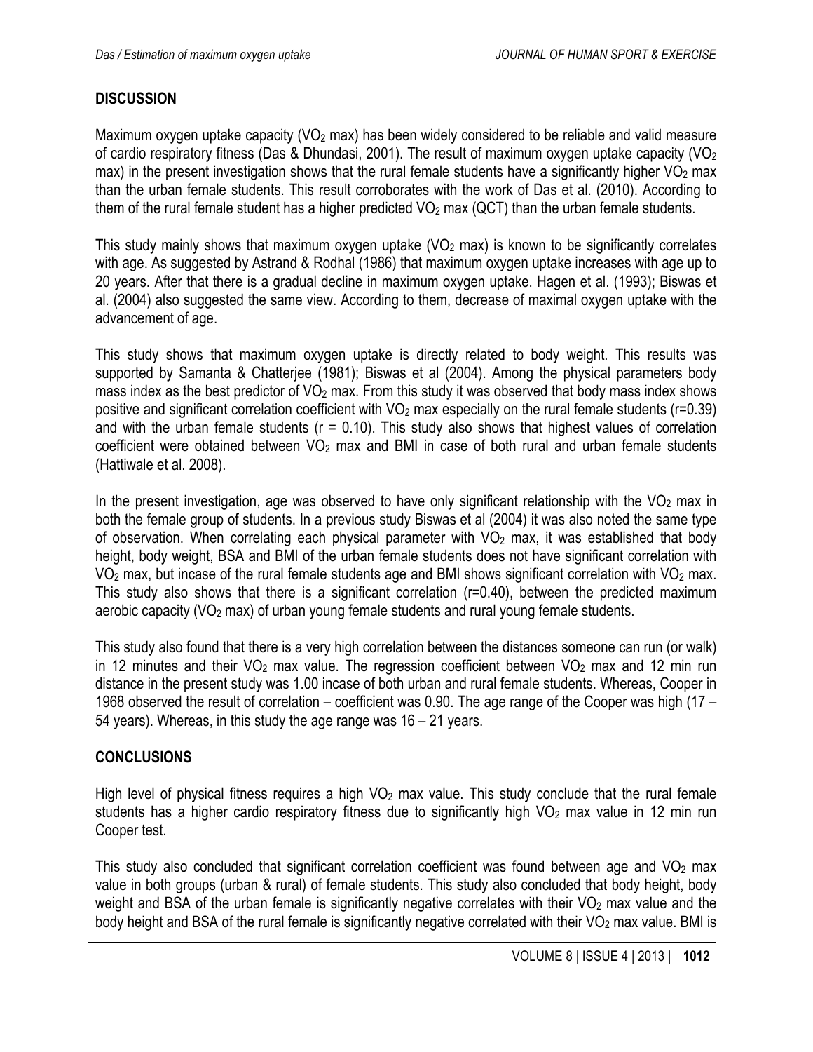## DISCUSSION

Maximum oxygen uptake capacity ($VO_2$ max) has been widely considered to be reliable and valid measure of cardio respiratory fitness (Das & Dhundasi, 2001). The result of maximum oxygen uptake capacity ($VO_2$ max) in the present investigation shows that the rural female students have a significantly higher $VO_2$ max than the urban female students. This result corroborates with the work of Das et al. (2010). According to them of the rural female student has a higher predicted $VO_2$ max (QCT) than the urban female students.

This study mainly shows that maximum oxygen uptake ($VO_2$ max) is known to be significantly correlates with age. As suggested by Astrand & Rodhal (1986) that maximum oxygen uptake increases with age up to 20 years. After that there is a gradual decline in maximum oxygen uptake. Hagen et al. (1993); Biswas et al. (2004) also suggested the same view. According to them, decrease of maximal oxygen uptake with the advancement of age.

This study shows that maximum oxygen uptake is directly related to body weight. This results was supported by Samanta & Chatterjee (1981); Biswas et al (2004). Among the physical parameters body mass index as the best predictor of $VO_2$ max. From this study it was observed that body mass index shows positive and significant correlation coefficient with $VO_2$ max especially on the rural female students (r=0.39) and with the urban female students (r = 0.10). This study also shows that highest values of correlation coefficient were obtained between $VO_2$ max and BMI in case of both rural and urban female students (Hattiwale et al. 2008).

In the present investigation, age was observed to have only significant relationship with the $VO_2$ max in both the female group of students. In a previous study Biswas et al (2004) it was also noted the same type of observation. When correlating each physical parameter with $VO_2$ max, it was established that body height, body weight, BSA and BMI of the urban female students does not have significant correlation with $VO_2$ max, but incase of the rural female students age and BMI shows significant correlation with $VO_2$ max. This study also shows that there is a significant correlation (r=0.40), between the predicted maximum aerobic capacity ($VO_2$ max) of urban young female students and rural young female students.

This study also found that there is a very high correlation between the distances someone can run (or walk) in 12 minutes and their $VO_2$ max value. The regression coefficient between $VO_2$ max and 12 min run distance in the present study was 1.00 incase of both urban and rural female students. Whereas, Cooper in 1968 observed the result of correlation – coefficient was 0.90. The age range of the Cooper was high (17 – 54 years). Whereas, in this study the age range was 16 – 21 years.

## CONCLUSIONS

High level of physical fitness requires a high $VO_2$ max value. This study conclude that the rural female students has a higher cardio respiratory fitness due to significantly high $VO_2$ max value in 12 min run Cooper test.

This study also concluded that significant correlation coefficient was found between age and $VO_2$ max value in both groups (urban & rural) of female students. This study also concluded that body height, body weight and BSA of the urban female is significantly negative correlates with their $VO_2$ max value and the body height and BSA of the rural female is significantly negative correlated with their $VO_2$ max value. BMI is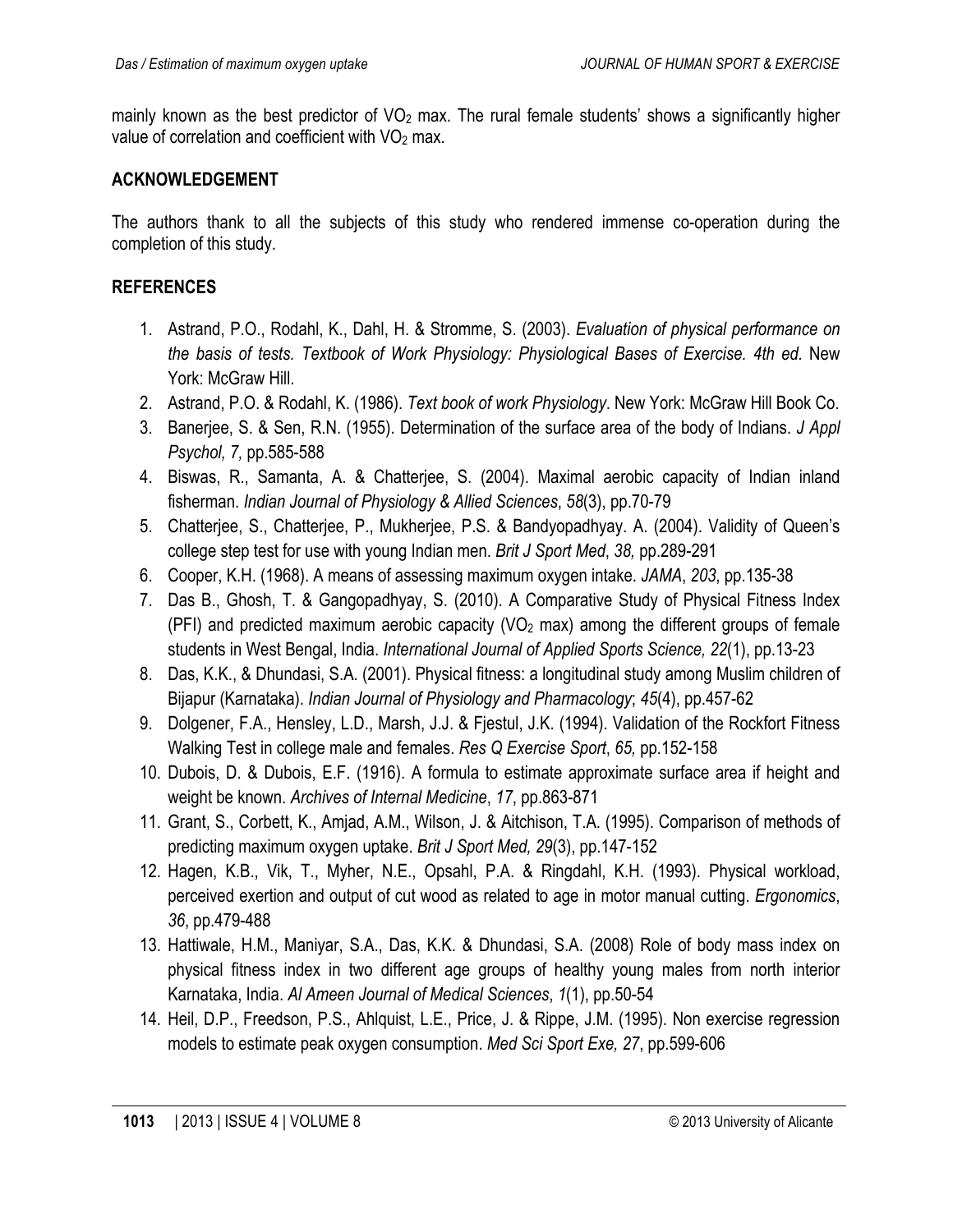mainly known as the best predictor of $VO_2$ max. The rural female students' shows a significantly higher value of correlation and coefficient with $VO_2$ max.

## ACKNOWLEDGEMENT

The authors thank to all the subjects of this study who rendered immense co-operation during the completion of this study.

## REFERENCES

1. Astrand, P.O., Rodahl, K., Dahl, H. & Stromme, S. (2003). *Evaluation of physical performance on the basis of tests. Textbook of Work Physiology: Physiological Bases of Exercise. 4th ed*. New York: McGraw Hill.
2. Astrand, P.O. & Rodahl, K. (1986). *Text book of work Physiology*. New York: McGraw Hill Book Co.
3. Banerjee, S. & Sen, R.N. (1955). Determination of the surface area of the body of Indians. *J Appl Psychol, 7,* pp.585-588
4. Biswas, R., Samanta, A. & Chatterjee, S. (2004). Maximal aerobic capacity of Indian inland fisherman. *Indian Journal of Physiology & Allied Sciences*, *58*(3), pp.70-79
5. Chatterjee, S., Chatterjee, P., Mukherjee, P.S. & Bandyopadhyay. A. (2004). Validity of Queen's college step test for use with young Indian men. *Brit J Sport Med*, *38,* pp.289-291
6. Cooper, K.H. (1968). A means of assessing maximum oxygen intake. *JAMA*, *203*, pp.135-38
7. Das B., Ghosh, T. & Gangopadhyay, S. (2010). A Comparative Study of Physical Fitness Index (PFI) and predicted maximum aerobic capacity ($VO_2$ max) among the different groups of female students in West Bengal, India. *International Journal of Applied Sports Science, 22*(1), pp.13-23
8. Das, K.K., & Dhundasi, S.A. (2001). Physical fitness: a longitudinal study among Muslim children of Bijapur (Karnataka). *Indian Journal of Physiology and Pharmacology*; *45*(4), pp.457-62
9. Dolgener, F.A., Hensley, L.D., Marsh, J.J. & Fjestul, J.K. (1994). Validation of the Rockfort Fitness Walking Test in college male and females. *Res Q Exercise Sport*, *65,* pp.152-158
10. Dubois, D. & Dubois, E.F. (1916). A formula to estimate approximate surface area if height and weight be known. *Archives of Internal Medicine*, *17*, pp.863-871
11. Grant, S., Corbett, K., Amjad, A.M., Wilson, J. & Aitchison, T.A. (1995). Comparison of methods of predicting maximum oxygen uptake. *Brit J Sport Med, 29*(3), pp.147-152
12. Hagen, K.B., Vik, T., Myher, N.E., Opsahl, P.A. & Ringdahl, K.H. (1993). Physical workload, perceived exertion and output of cut wood as related to age in motor manual cutting. *Ergonomics*, *36*, pp.479-488
13. Hattiwale, H.M., Maniyar, S.A., Das, K.K. & Dhundasi, S.A. (2008) Role of body mass index on physical fitness index in two different age groups of healthy young males from north interior Karnataka, India. *Al Ameen Journal of Medical Sciences*, *1*(1), pp.50-54
14. Heil, D.P., Freedson, P.S., Ahlquist, L.E., Price, J. & Rippe, J.M. (1995). Non exercise regression models to estimate peak oxygen consumption. *Med Sci Sport Exe, 27*, pp.599-606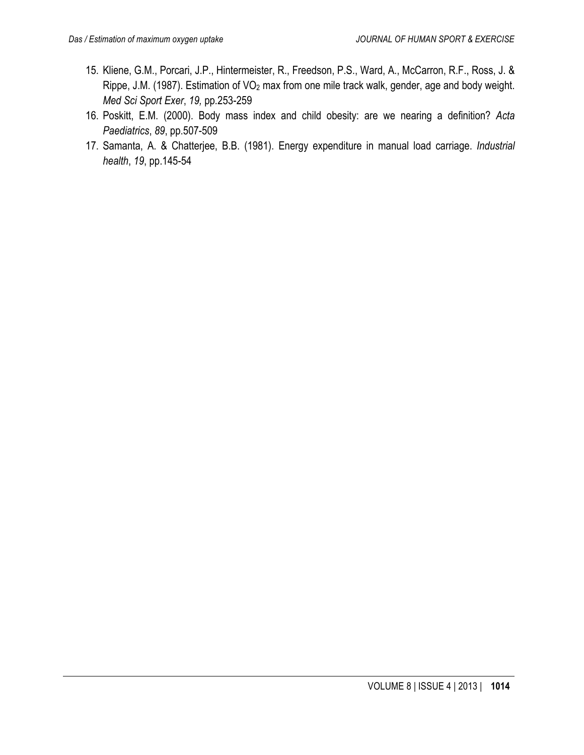15. Kliene, G.M., Porcari, J.P., Hintermeister, R., Freedson, P.S., Ward, A., McCarron, R.F., Ross, J. & Rippe, J.M. (1987). Estimation of $VO_2$ max from one mile track walk, gender, age and body weight. *Med Sci Sport Exer*, *19,* pp.253-259
16. Poskitt, E.M. (2000). Body mass index and child obesity: are we nearing a definition? *Acta Paediatrics*, *89*, pp.507-509
17. Samanta, A. & Chatterjee, B.B. (1981). Energy expenditure in manual load carriage. *Industrial health*, *19*, pp.145-54